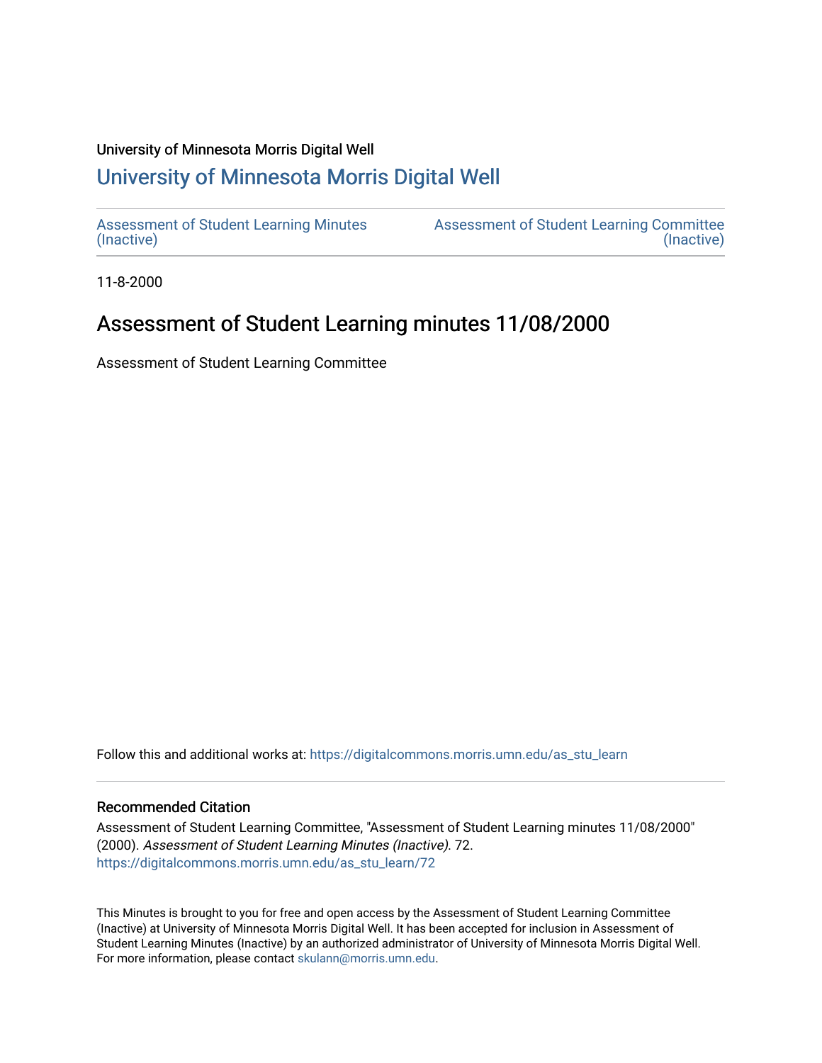University of Minnesota Morris Digital Well

# University of Minnesota Morris Digital Well

Assessment of Student Learning Minutes (Inactive)

Assessment of Student Learning Committee (Inactive)

11-8-2000

## Assessment of Student Learning minutes 11/08/2000

Assessment of Student Learning Committee

Follow this and additional works at: https://digitalcommons.morris.umn.edu/as_stu_learn

### Recommended Citation

Assessment of Student Learning Committee, "Assessment of Student Learning minutes 11/08/2000" (2000). *Assessment of Student Learning Minutes (Inactive)*. 72.
https://digitalcommons.morris.umn.edu/as_stu_learn/72

This Minutes is brought to you for free and open access by the Assessment of Student Learning Committee (Inactive) at University of Minnesota Morris Digital Well. It has been accepted for inclusion in Assessment of Student Learning Minutes (Inactive) by an authorized administrator of University of Minnesota Morris Digital Well. For more information, please contact skulann@morris.umn.edu.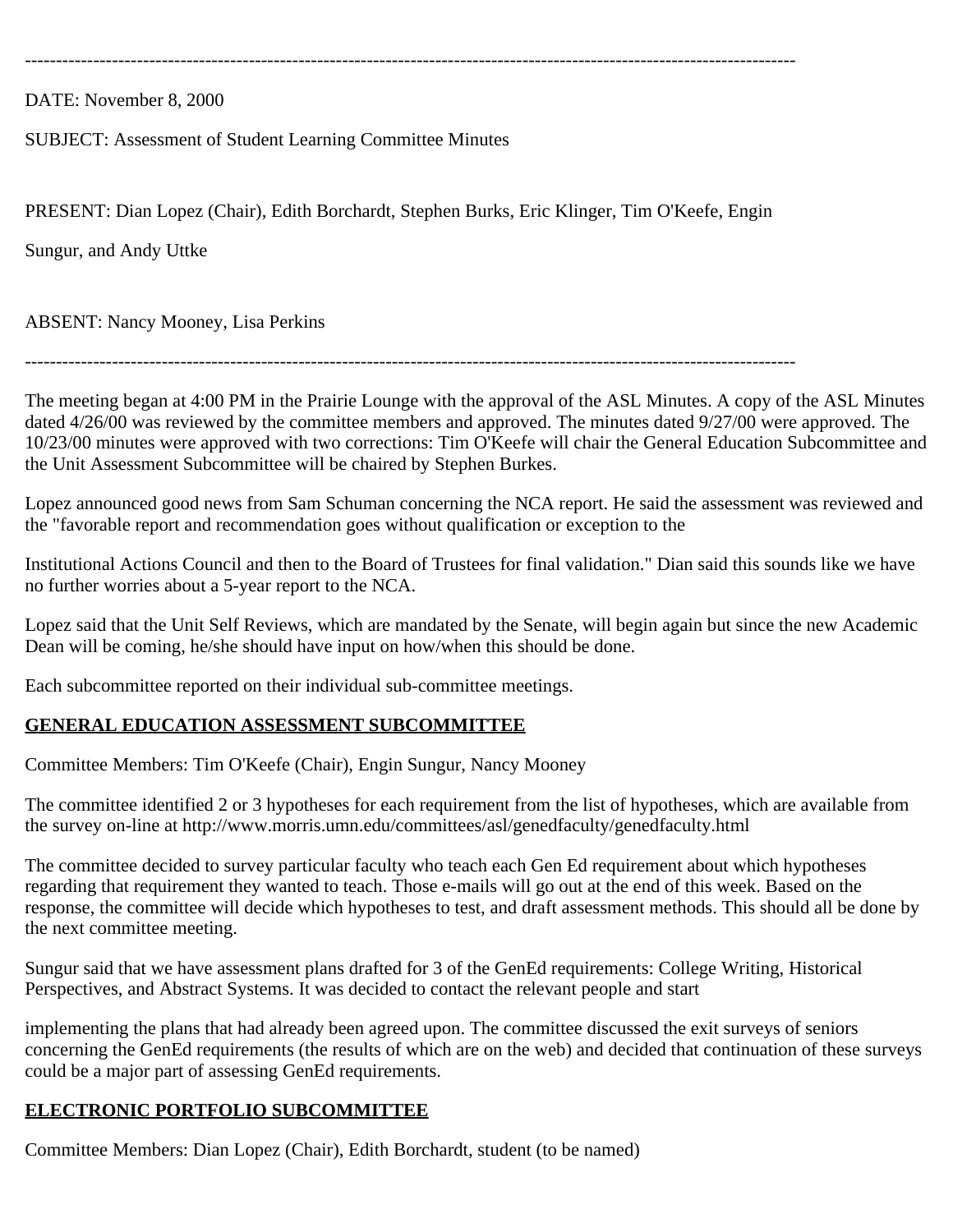---

DATE: November 8, 2000

SUBJECT: Assessment of Student Learning Committee Minutes

PRESENT: Dian Lopez (Chair), Edith Borchardt, Stephen Burks, Eric Klinger, Tim O'Keefe, Engin Sungur, and Andy Uttke

ABSENT: Nancy Mooney, Lisa Perkins

---

The meeting began at 4:00 PM in the Prairie Lounge with the approval of the ASL Minutes. A copy of the ASL Minutes dated 4/26/00 was reviewed by the committee members and approved. The minutes dated 9/27/00 were approved. The 10/23/00 minutes were approved with two corrections: Tim O'Keefe will chair the General Education Subcommittee and the Unit Assessment Subcommittee will be chaired by Stephen Burkes.

Lopez announced good news from Sam Schuman concerning the NCA report. He said the assessment was reviewed and the "favorable report and recommendation goes without qualification or exception to the Institutional Actions Council and then to the Board of Trustees for final validation." Dian said this sounds like we have no further worries about a 5-year report to the NCA.

Lopez said that the Unit Self Reviews, which are mandated by the Senate, will begin again but since the new Academic Dean will be coming, he/she should have input on how/when this should be done.

Each subcommittee reported on their individual sub-committee meetings.

**GENERAL EDUCATION ASSESSMENT SUBCOMMITTEE**

Committee Members: Tim O'Keefe (Chair), Engin Sungur, Nancy Mooney

The committee identified 2 or 3 hypotheses for each requirement from the list of hypotheses, which are available from the survey on-line at http://www.morris.umn.edu/committees/asl/genedfaculty/genedfaculty.html

The committee decided to survey particular faculty who teach each Gen Ed requirement about which hypotheses regarding that requirement they wanted to teach. Those e-mails will go out at the end of this week. Based on the response, the committee will decide which hypotheses to test, and draft assessment methods. This should all be done by the next committee meeting.

Sungur said that we have assessment plans drafted for 3 of the GenEd requirements: College Writing, Historical Perspectives, and Abstract Systems. It was decided to contact the relevant people and start implementing the plans that had already been agreed upon. The committee discussed the exit surveys of seniors concerning the GenEd requirements (the results of which are on the web) and decided that continuation of these surveys could be a major part of assessing GenEd requirements.

**ELECTRONIC PORTFOLIO SUBCOMMITTEE**

Committee Members: Dian Lopez (Chair), Edith Borchardt, student (to be named)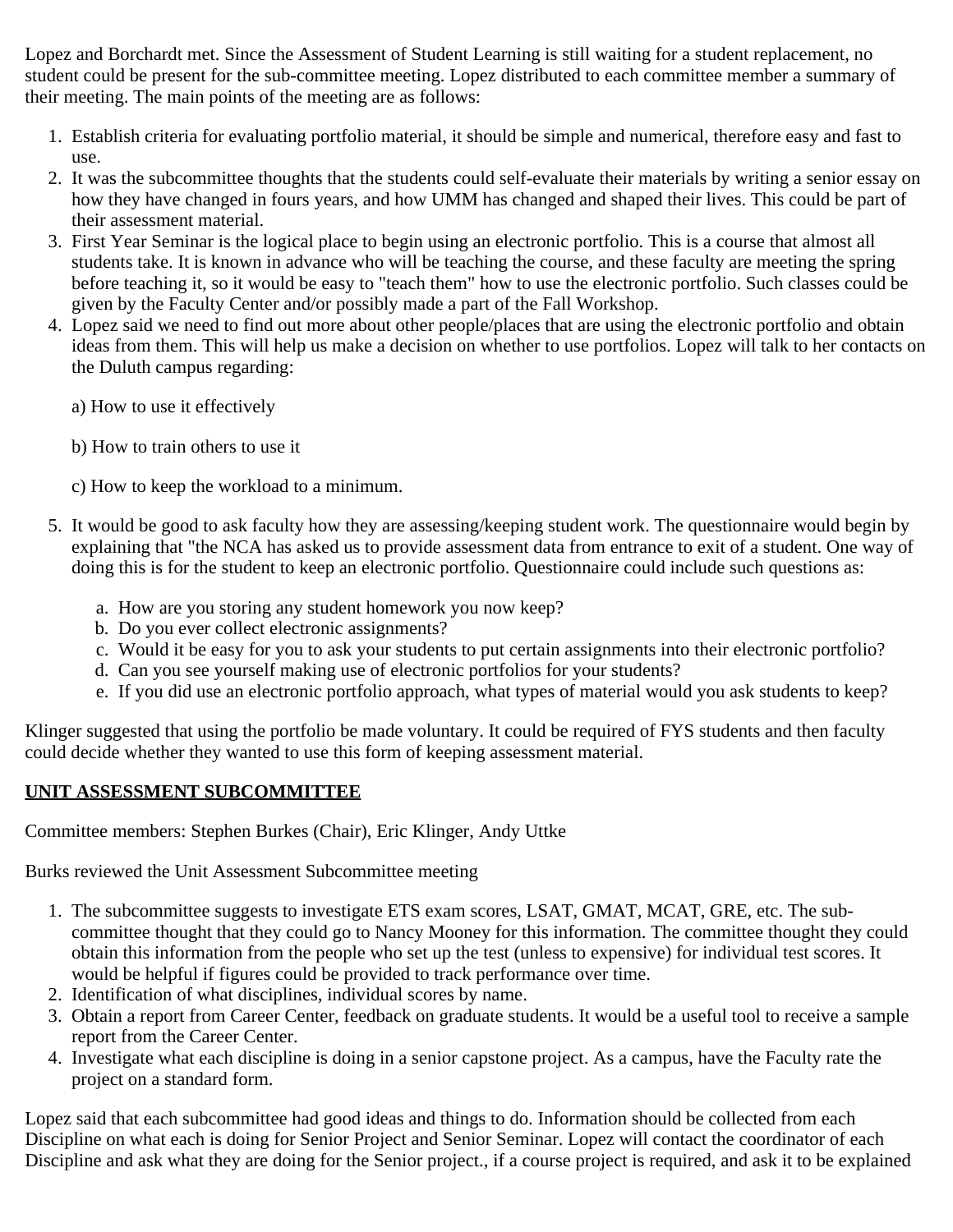Lopez and Borchardt met. Since the Assessment of Student Learning is still waiting for a student replacement, no student could be present for the sub-committee meeting. Lopez distributed to each committee member a summary of their meeting. The main points of the meeting are as follows:

1. Establish criteria for evaluating portfolio material, it should be simple and numerical, therefore easy and fast to use.
2. It was the subcommittee thoughts that the students could self-evaluate their materials by writing a senior essay on how they have changed in fours years, and how UMM has changed and shaped their lives. This could be part of their assessment material.
3. First Year Seminar is the logical place to begin using an electronic portfolio. This is a course that almost all students take. It is known in advance who will be teaching the course, and these faculty are meeting the spring before teaching it, so it would be easy to "teach them" how to use the electronic portfolio. Such classes could be given by the Faculty Center and/or possibly made a part of the Fall Workshop.
4. Lopez said we need to find out more about other people/places that are using the electronic portfolio and obtain ideas from them. This will help us make a decision on whether to use portfolios. Lopez will talk to her contacts on the Duluth campus regarding:

   a) How to use it effectively

   b) How to train others to use it

   c) How to keep the workload to a minimum.

5. It would be good to ask faculty how they are assessing/keeping student work. The questionnaire would begin by explaining that "the NCA has asked us to provide assessment data from entrance to exit of a student. One way of doing this is for the student to keep an electronic portfolio. Questionnaire could include such questions as:
   a. How are you storing any student homework you now keep?
   b. Do you ever collect electronic assignments?
   c. Would it be easy for you to ask your students to put certain assignments into their electronic portfolio?
   d. Can you see yourself making use of electronic portfolios for your students?
   e. If you did use an electronic portfolio approach, what types of material would you ask students to keep?

Klinger suggested that using the portfolio be made voluntary. It could be required of FYS students and then faculty could decide whether they wanted to use this form of keeping assessment material.

**UNIT ASSESSMENT SUBCOMMITTEE**

Committee members: Stephen Burkes (Chair), Eric Klinger, Andy Uttke

Burks reviewed the Unit Assessment Subcommittee meeting

1. The subcommittee suggests to investigate ETS exam scores, LSAT, GMAT, MCAT, GRE, etc. The sub-committee thought that they could go to Nancy Mooney for this information. The committee thought they could obtain this information from the people who set up the test (unless to expensive) for individual test scores. It would be helpful if figures could be provided to track performance over time.
2. Identification of what disciplines, individual scores by name.
3. Obtain a report from Career Center, feedback on graduate students. It would be a useful tool to receive a sample report from the Career Center.
4. Investigate what each discipline is doing in a senior capstone project. As a campus, have the Faculty rate the project on a standard form.

Lopez said that each subcommittee had good ideas and things to do. Information should be collected from each Discipline on what each is doing for Senior Project and Senior Seminar. Lopez will contact the coordinator of each Discipline and ask what they are doing for the Senior project., if a course project is required, and ask it to be explained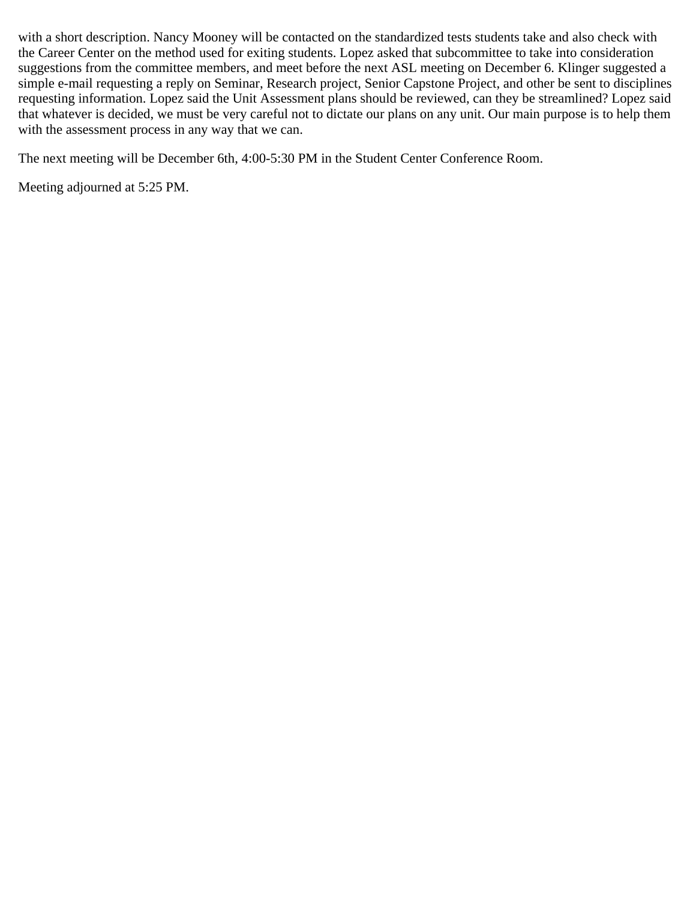with a short description. Nancy Mooney will be contacted on the standardized tests students take and also check with the Career Center on the method used for exiting students. Lopez asked that subcommittee to take into consideration suggestions from the committee members, and meet before the next ASL meeting on December 6. Klinger suggested a simple e-mail requesting a reply on Seminar, Research project, Senior Capstone Project, and other be sent to disciplines requesting information. Lopez said the Unit Assessment plans should be reviewed, can they be streamlined? Lopez said that whatever is decided, we must be very careful not to dictate our plans on any unit. Our main purpose is to help them with the assessment process in any way that we can.

The next meeting will be December 6th, 4:00-5:30 PM in the Student Center Conference Room.

Meeting adjourned at 5:25 PM.